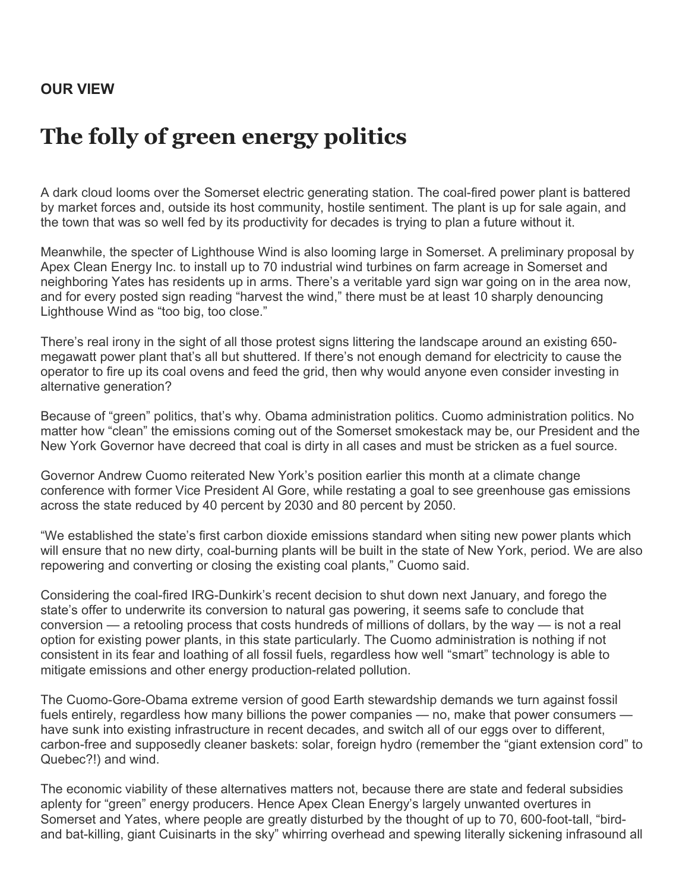**OUR VIEW**

# The folly of green energy politics

A dark cloud looms over the Somerset electric generating station. The coal-fired power plant is battered by market forces and, outside its host community, hostile sentiment. The plant is up for sale again, and the town that was so well fed by its productivity for decades is trying to plan a future without it.

Meanwhile, the specter of Lighthouse Wind is also looming large in Somerset. A preliminary proposal by Apex Clean Energy Inc. to install up to 70 industrial wind turbines on farm acreage in Somerset and neighboring Yates has residents up in arms. There's a veritable yard sign war going on in the area now, and for every posted sign reading "harvest the wind," there must be at least 10 sharply denouncing Lighthouse Wind as "too big, too close."

There's real irony in the sight of all those protest signs littering the landscape around an existing 650-megawatt power plant that's all but shuttered. If there's not enough demand for electricity to cause the operator to fire up its coal ovens and feed the grid, then why would anyone even consider investing in alternative generation?

Because of "green" politics, that's why. Obama administration politics. Cuomo administration politics. No matter how "clean" the emissions coming out of the Somerset smokestack may be, our President and the New York Governor have decreed that coal is dirty in all cases and must be stricken as a fuel source.

Governor Andrew Cuomo reiterated New York's position earlier this month at a climate change conference with former Vice President Al Gore, while restating a goal to see greenhouse gas emissions across the state reduced by 40 percent by 2030 and 80 percent by 2050.

"We established the state's first carbon dioxide emissions standard when siting new power plants which will ensure that no new dirty, coal-burning plants will be built in the state of New York, period. We are also repowering and converting or closing the existing coal plants," Cuomo said.

Considering the coal-fired IRG-Dunkirk's recent decision to shut down next January, and forego the state's offer to underwrite its conversion to natural gas powering, it seems safe to conclude that conversion — a retooling process that costs hundreds of millions of dollars, by the way — is not a real option for existing power plants, in this state particularly. The Cuomo administration is nothing if not consistent in its fear and loathing of all fossil fuels, regardless how well "smart" technology is able to mitigate emissions and other energy production-related pollution.

The Cuomo-Gore-Obama extreme version of good Earth stewardship demands we turn against fossil fuels entirely, regardless how many billions the power companies — no, make that power consumers — have sunk into existing infrastructure in recent decades, and switch all of our eggs over to different, carbon-free and supposedly cleaner baskets: solar, foreign hydro (remember the "giant extension cord" to Quebec?!) and wind.

The economic viability of these alternatives matters not, because there are state and federal subsidies aplenty for "green" energy producers. Hence Apex Clean Energy's largely unwanted overtures in Somerset and Yates, where people are greatly disturbed by the thought of up to 70, 600-foot-tall, "bird- and bat-killing, giant Cuisinarts in the sky" whirring overhead and spewing literally sickening infrasound all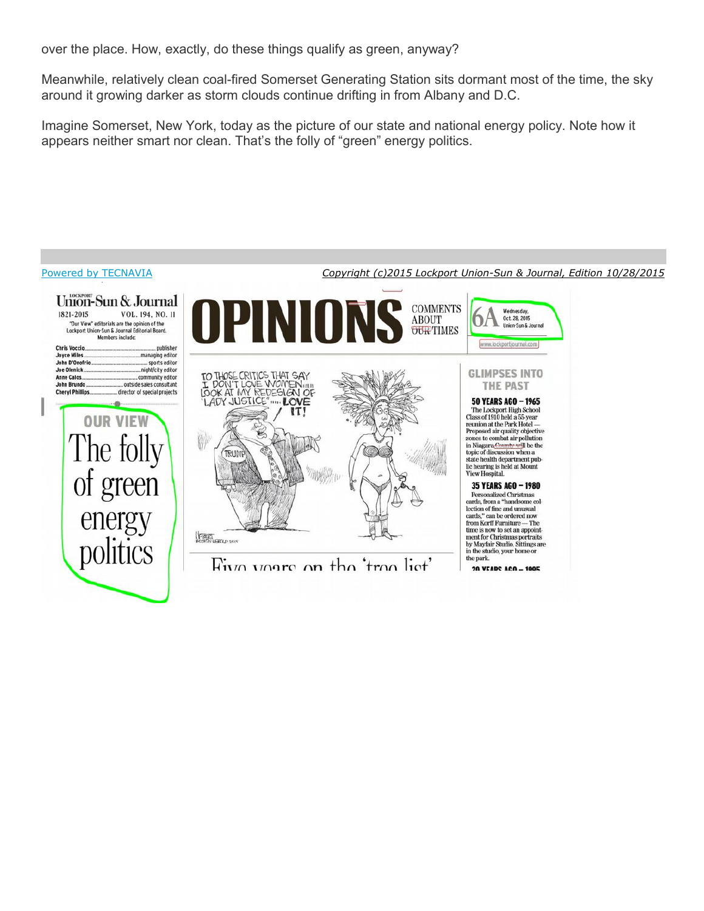over the place. How, exactly, do these things qualify as green, anyway?

Meanwhile, relatively clean coal-fired Somerset Generating Station sits dormant most of the time, the sky around it growing darker as storm clouds continue drifting in from Albany and D.C.

Imagine Somerset, New York, today as the picture of our state and national energy policy. Note how it appears neither smart nor clean. That's the folly of "green" energy politics.

Powered by TECNAVIA

*Copyright (c)2015 Lockport Union-Sun & Journal, Edition 10/28/2015*

LOCKPORT
Union-Sun & Journal
1821-2015 VOL. 194, NO. 11

"Our View" editorials are the opinion of the Lockport Union-Sun & Journal Editorial Board. Members include:

Chris Voccio ... publisher
Joyce Miles ... managing editor
John D'Onofrio ... sports editor
Joe Olenick ... night/city editor
Anne Calos ... community editor
John Brundo ... outside sales consultant
Cheryl Phillips ... director of special projects

OUR VIEW

# The folly of green energy politics

OPINIONS
COMMENTS ABOUT OUR TIMES

6A
Wednesday, Oct. 28, 2015
Union-Sun & Journal
www.lockportjournal.com

TO THOSE CRITICS THAT SAY I DON'T LOVE WOMEN..... LOOK AT MY REDESIGN OF 'LADY JUSTICE'..... LOVE IT!

TRUMP

BOSTON HERALD 2015

Five years on the 'tree list'

GLIMPSES INTO THE PAST

50 YEARS AGO – 1965

The Lockport High School Class of 1910 held a 55-year reunion at the Park Hotel — Proposed air quality objective zones to combat air pollution in Niagara County will be the topic of discussion when a state health department public hearing is held at Mount View Hospital.

35 YEARS AGO – 1980

Personalized Christmas cards, from a "handsome collection of fine and unusual cards," can be ordered now from Korff Furniture — The time is now to set an appointment for Christmas portraits by Mayfair Studio. Sittings are in the studio, your home or the park.

20 YEARS AGO – 1995